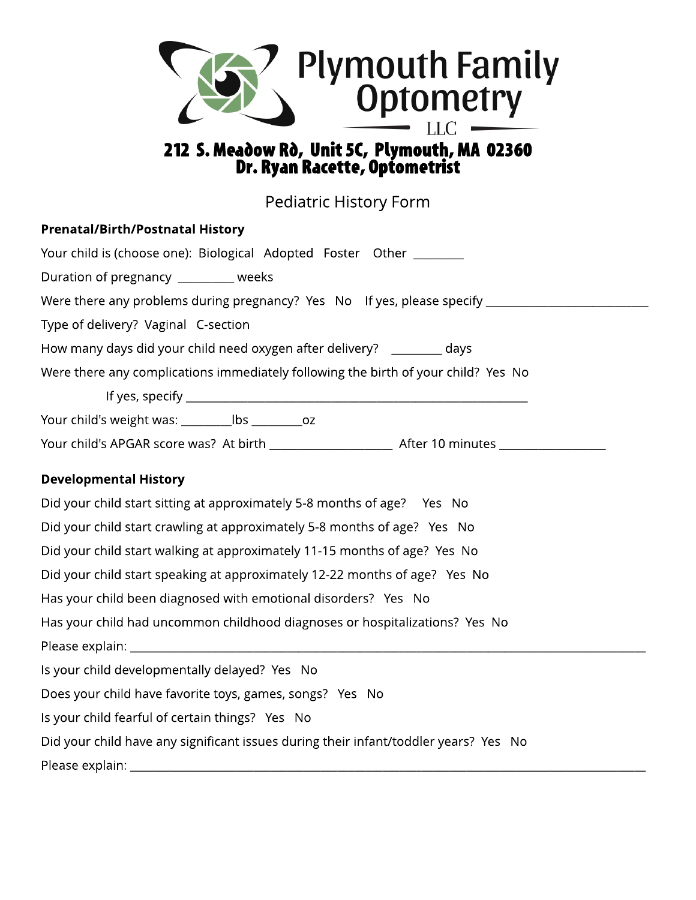# Plymouth Family Optometry LLC

**212 S. Meadow Rd, Unit 5C, Plymouth, MA 02360**
**Dr. Ryan Racette, Optometrist**

## Pediatric History Form

### Prenatal/Birth/Postnatal History

Your child is (choose one): Biological Adopted Foster Other ________

Duration of pregnancy _________ weeks

Were there any problems during pregnancy? Yes No If yes, please specify ___________________________

Type of delivery? Vaginal C-section

How many days did your child need oxygen after delivery? ________ days

Were there any complications immediately following the birth of your child? Yes No

If yes, specify ___________________________________________________________

Your child's weight was: ________lbs ________oz

Your child's APGAR score was? At birth ____________________ After 10 minutes _________________

### Developmental History

Did your child start sitting at approximately 5-8 months of age? Yes No

Did your child start crawling at approximately 5-8 months of age? Yes No

Did your child start walking at approximately 11-15 months of age? Yes No

Did your child start speaking at approximately 12-22 months of age? Yes No

Has your child been diagnosed with emotional disorders? Yes No

Has your child had uncommon childhood diagnoses or hospitalizations? Yes No

Please explain: ________________________________________________________________________________

Is your child developmentally delayed? Yes No

Does your child have favorite toys, games, songs? Yes No

Is your child fearful of certain things? Yes No

Did your child have any significant issues during their infant/toddler years? Yes No

Please explain: ________________________________________________________________________________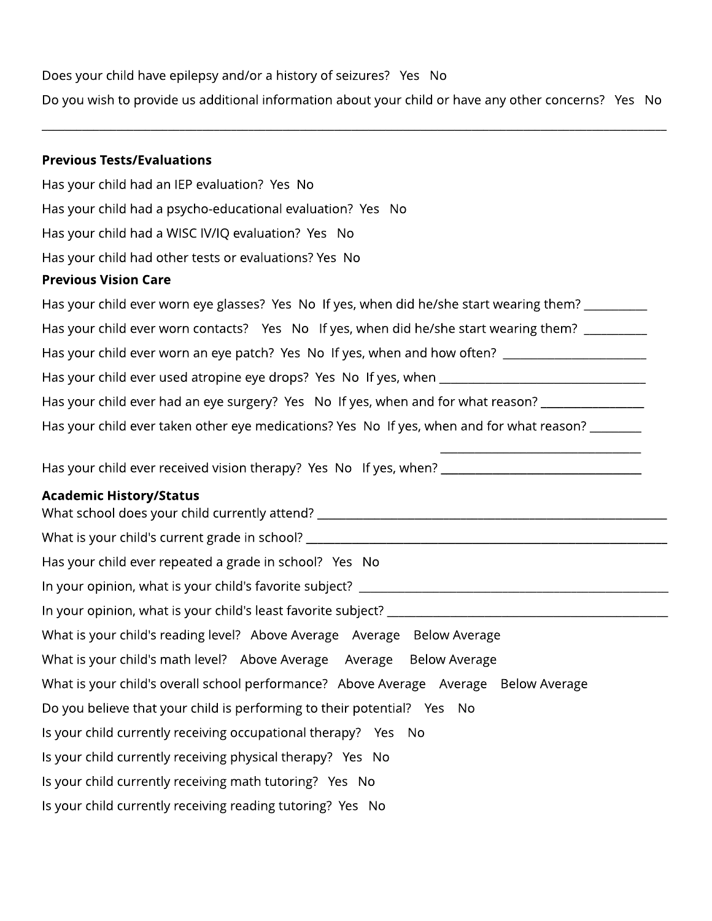Does your child have epilepsy and/or a history of seizures?   Yes   No

Do you wish to provide us additional information about your child or have any other concerns?   Yes   No

_______________________________________________________________________________________________

**Previous Tests/Evaluations**

Has your child had an IEP evaluation?  Yes  No

Has your child had a psycho-educational evaluation?  Yes   No

Has your child had a WISC IV/IQ evaluation?  Yes   No

Has your child had other tests or evaluations? Yes  No

**Previous Vision Care**

Has your child ever worn eye glasses?  Yes  No  If yes, when did he/she start wearing them? __________

Has your child ever worn contacts?   Yes   No   If yes, when did he/she start wearing them? __________

Has your child ever worn an eye patch?  Yes  No  If yes, when and how often? _______________________

Has your child ever used atropine eye drops?  Yes  No  If yes, when _________________________________

Has your child ever had an eye surgery?  Yes   No  If yes, when and for what reason? ________________

Has your child ever taken other eye medications? Yes  No  If yes, when and for what reason? ________ ______________________________

Has your child ever received vision therapy?  Yes  No   If yes, when? ______________________________

**Academic History/Status**

What school does your child currently attend? ______________________________________________________

What is your child's current grade in school? ______________________________________________________

Has your child ever repeated a grade in school?  Yes  No

In your opinion, what is your child's favorite subject? _______________________________________________

In your opinion, what is your child's least favorite subject? ___________________________________________

What is your child's reading level?  Above Average   Average   Below Average

What is your child's math level?  Above Average   Average   Below Average

What is your child's overall school performance?  Above Average   Average   Below Average

Do you believe that your child is performing to their potential?   Yes   No

Is your child currently receiving occupational therapy?   Yes   No

Is your child currently receiving physical therapy?  Yes  No

Is your child currently receiving math tutoring?  Yes  No

Is your child currently receiving reading tutoring?  Yes  No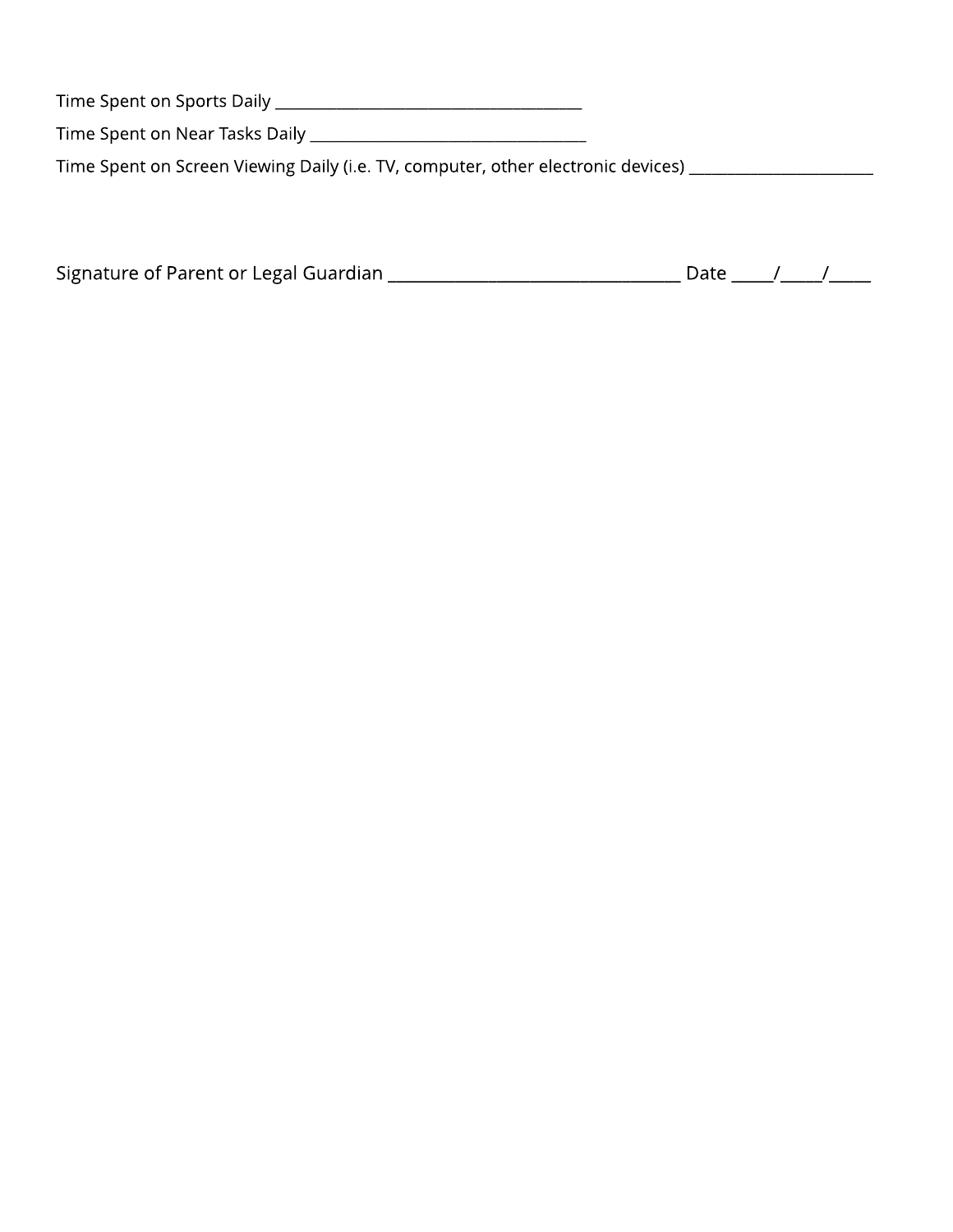Time Spent on Sports Daily ________________________________________

Time Spent on Near Tasks Daily ____________________________________

Time Spent on Screen Viewing Daily (i.e. TV, computer, other electronic devices) ________________________

Signature of Parent or Legal Guardian ___________________________________ Date _____/_____/_____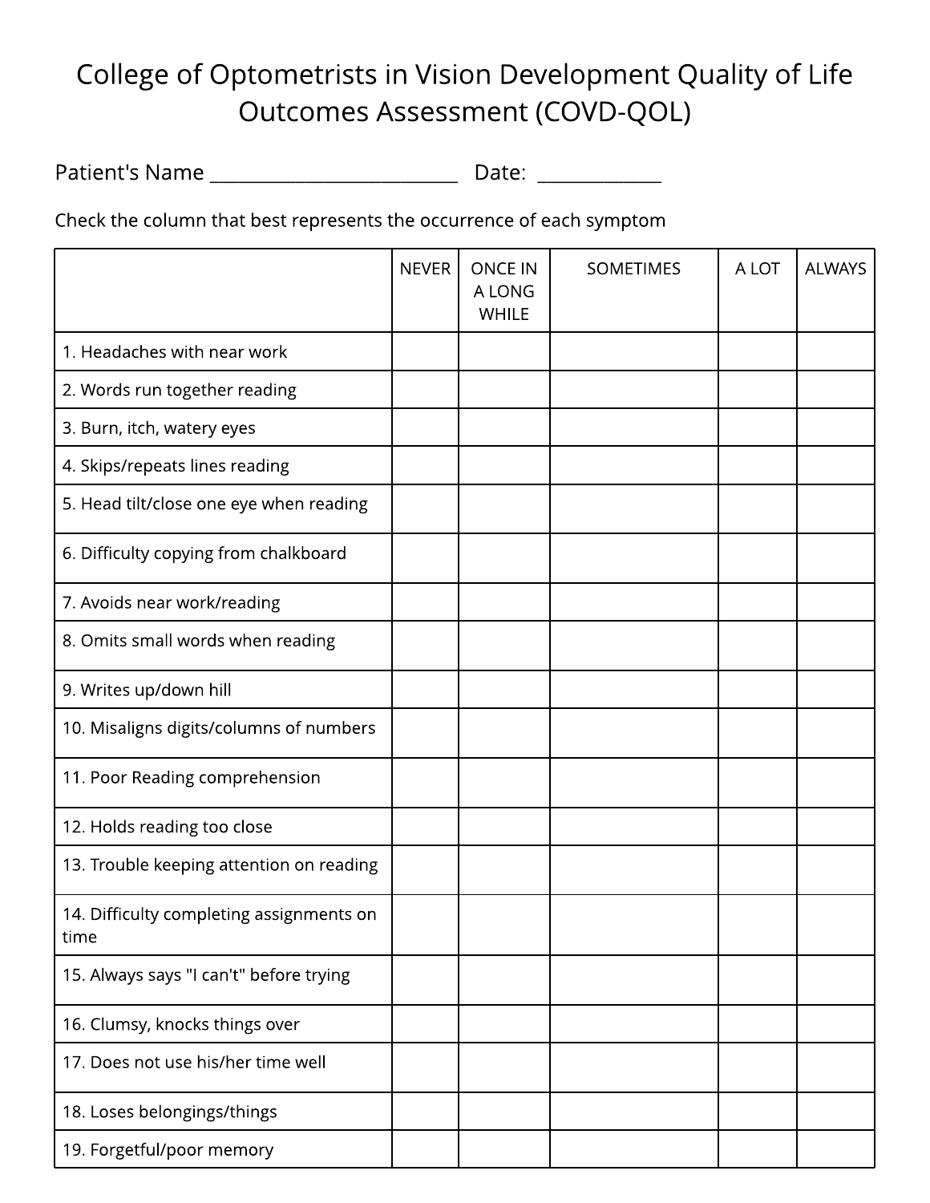# College of Optometrists in Vision Development Quality of Life Outcomes Assessment (COVD-QOL)

Patient's Name ___________________________ Date: _____________

Check the column that best represents the occurrence of each symptom

| | NEVER | ONCE IN A LONG WHILE | SOMETIMES | A LOT | ALWAYS |
|---|---|---|---|---|---|
| 1. Headaches with near work | | | | | |
| 2. Words run together reading | | | | | |
| 3. Burn, itch, watery eyes | | | | | |
| 4. Skips/repeats lines reading | | | | | |
| 5. Head tilt/close one eye when reading | | | | | |
| 6. Difficulty copying from chalkboard | | | | | |
| 7. Avoids near work/reading | | | | | |
| 8. Omits small words when reading | | | | | |
| 9. Writes up/down hill | | | | | |
| 10. Misaligns digits/columns of numbers | | | | | |
| 11. Poor Reading comprehension | | | | | |
| 12. Holds reading too close | | | | | |
| 13. Trouble keeping attention on reading | | | | | |
| 14. Difficulty completing assignments on time | | | | | |
| 15. Always says "I can't" before trying | | | | | |
| 16. Clumsy, knocks things over | | | | | |
| 17. Does not use his/her time well | | | | | |
| 18. Loses belongings/things | | | | | |
| 19. Forgetful/poor memory | | | | | |